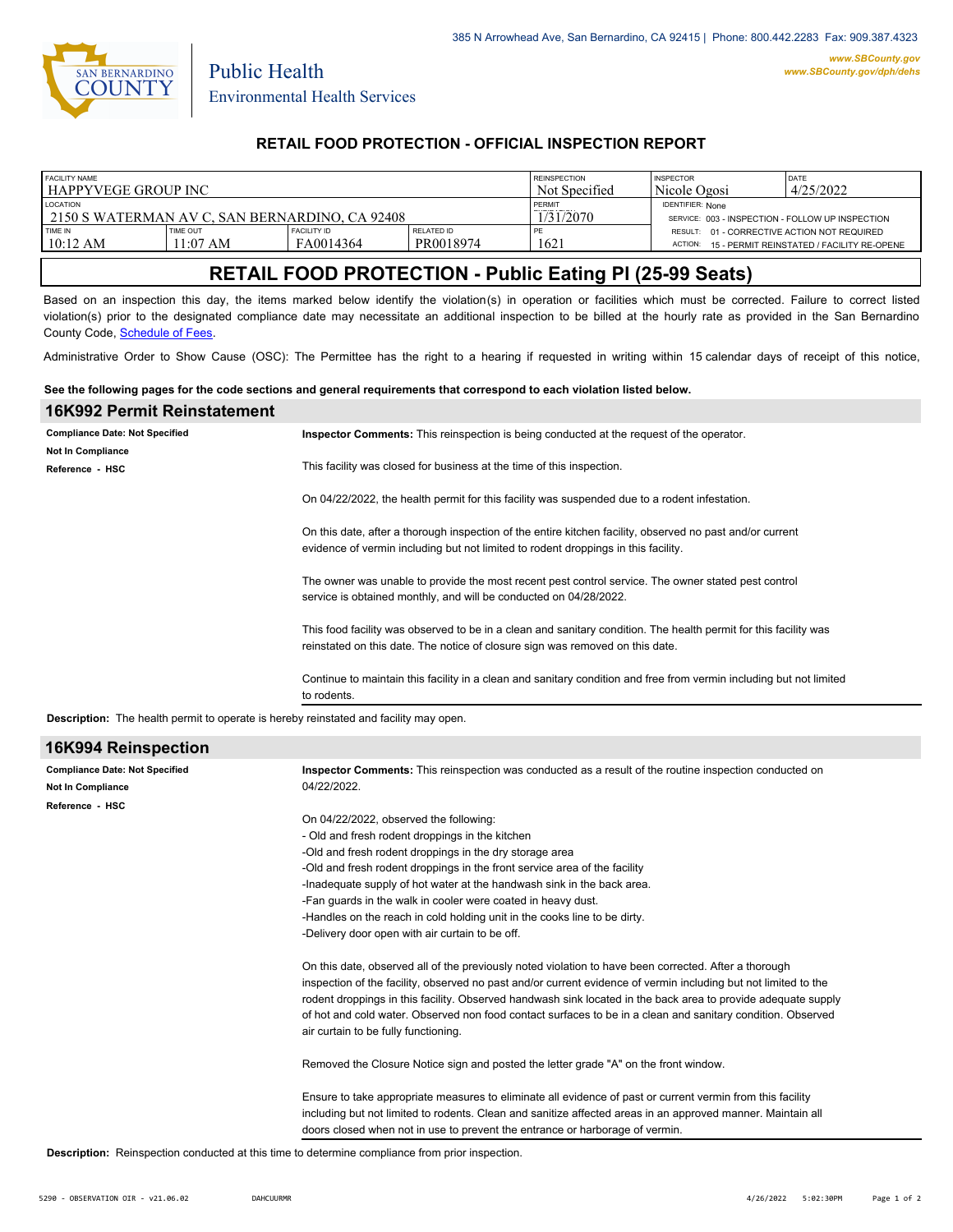385 N Arrowhead Ave, San Bernardino, CA 92415 | Phone: 800.442.2283 Fax: 909.387.4323

www.SBCounty.gov
www.SBCounty.gov/dph/dehs

San Bernardino County
Public Health
Environmental Health Services

## RETAIL FOOD PROTECTION - OFFICIAL INSPECTION REPORT

| FACILITY NAME | | | | REINSPECTION | INSPECTOR | DATE |
|---|---|---|---|---|---|---|
| HAPPYVEGE GROUP INC | | | | Not Specified | Nicole Ogosi | 4/25/2022 |
| LOCATION | | | | PERMIT | IDENTIFIER: None | |
| 2150 S WATERMAN AV C, SAN BERNARDINO, CA 92408 | | | | 1/31/2070 | SERVICE: 003 - INSPECTION - FOLLOW UP INSPECTION | |
| TIME IN | TIME OUT | FACILITY ID | RELATED ID | PE | RESULT: 01 - CORRECTIVE ACTION NOT REQUIRED | |
| 10:12 AM | 11:07 AM | FA0014364 | PR0018974 | 1621 | ACTION: 15 - PERMIT REINSTATED / FACILITY RE-OPENE | |

# RETAIL FOOD PROTECTION - Public Eating Pl (25-99 Seats)

Based on an inspection this day, the items marked below identify the violation(s) in operation or facilities which must be corrected. Failure to correct listed violation(s) prior to the designated compliance date may necessitate an additional inspection to be billed at the hourly rate as provided in the San Bernardino County Code, Schedule of Fees.

Administrative Order to Show Cause (OSC): The Permittee has the right to a hearing if requested in writing within 15 calendar days of receipt of this notice,

**See the following pages for the code sections and general requirements that correspond to each violation listed below.**

## 16K992 Permit Reinstatement

**Compliance Date: Not Specified**
**Not In Compliance**
**Reference - HSC**

**Inspector Comments:** This reinspection is being conducted at the request of the operator.

This facility was closed for business at the time of this inspection.

On 04/22/2022, the health permit for this facility was suspended due to a rodent infestation.

On this date, after a thorough inspection of the entire kitchen facility, observed no past and/or current evidence of vermin including but not limited to rodent droppings in this facility.

The owner was unable to provide the most recent pest control service. The owner stated pest control service is obtained monthly, and will be conducted on 04/28/2022.

This food facility was observed to be in a clean and sanitary condition. The health permit for this facility was reinstated on this date. The notice of closure sign was removed on this date.

Continue to maintain this facility in a clean and sanitary condition and free from vermin including but not limited to rodents.

**Description:** The health permit to operate is hereby reinstated and facility may open.

## 16K994 Reinspection

**Compliance Date: Not Specified**
**Not In Compliance**
**Reference - HSC**

**Inspector Comments:** This reinspection was conducted as a result of the routine inspection conducted on 04/22/2022.

On 04/22/2022, observed the following:
- Old and fresh rodent droppings in the kitchen
- Old and fresh rodent droppings in the dry storage area
- Old and fresh rodent droppings in the front service area of the facility
- Inadequate supply of hot water at the handwash sink in the back area.
- Fan guards in the walk in cooler were coated in heavy dust.
- Handles on the reach in cold holding unit in the cooks line to be dirty.
- Delivery door open with air curtain to be off.

On this date, observed all of the previously noted violation to have been corrected. After a thorough inspection of the facility, observed no past and/or current evidence of vermin including but not limited to the rodent droppings in this facility. Observed handwash sink located in the back area to provide adequate supply of hot and cold water. Observed non food contact surfaces to be in a clean and sanitary condition. Observed air curtain to be fully functioning.

Removed the Closure Notice sign and posted the letter grade "A" on the front window.

Ensure to take appropriate measures to eliminate all evidence of past or current vermin from this facility including but not limited to rodents. Clean and sanitize affected areas in an approved manner. Maintain all doors closed when not in use to prevent the entrance or harborage of vermin.

**Description:** Reinspection conducted at this time to determine compliance from prior inspection.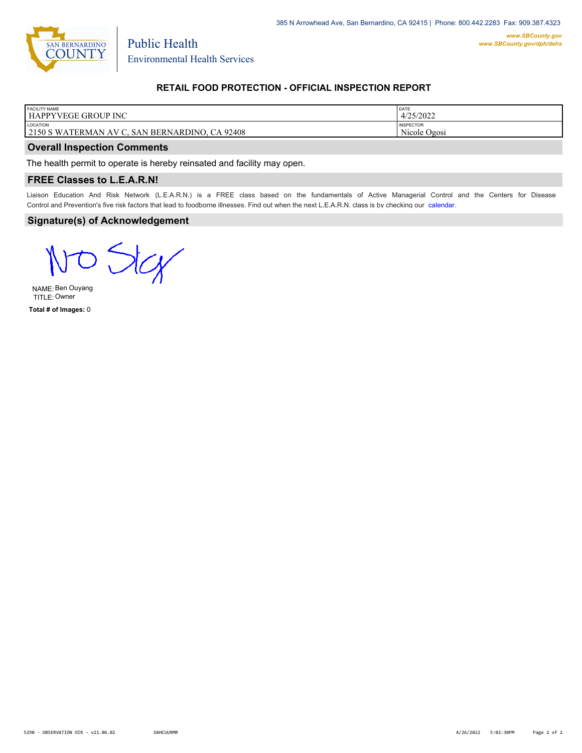385 N Arrowhead Ave, San Bernardino, CA 92415 | Phone: 800.442.2283 Fax: 909.387.4323

www.SBCounty.gov
www.SBCounty.gov/dph/dehs

Public Health
Environmental Health Services

## RETAIL FOOD PROTECTION - OFFICIAL INSPECTION REPORT

| | |
|---|---|
| FACILITY NAME: HAPPYVEGE GROUP INC | DATE: 4/25/2022 |
| LOCATION: 2150 S WATERMAN AV C, SAN BERNARDINO, CA 92408 | INSPECTOR: Nicole Ogosi |

### Overall Inspection Comments

The health permit to operate is hereby reinsated and facility may open.

### FREE Classes to L.E.A.R.N!

Liaison Education And Risk Network (L.E.A.R.N.) is a FREE class based on the fundamentals of Active Managerial Control and the Centers for Disease Control and Prevention's five risk factors that lead to foodborne illnesses. Find out when the next L.E.A.R.N. class is by checking our calendar.

### Signature(s) of Acknowledgement

NAME: Ben Ouyang
TITLE: Owner

**Total # of Images:** 0